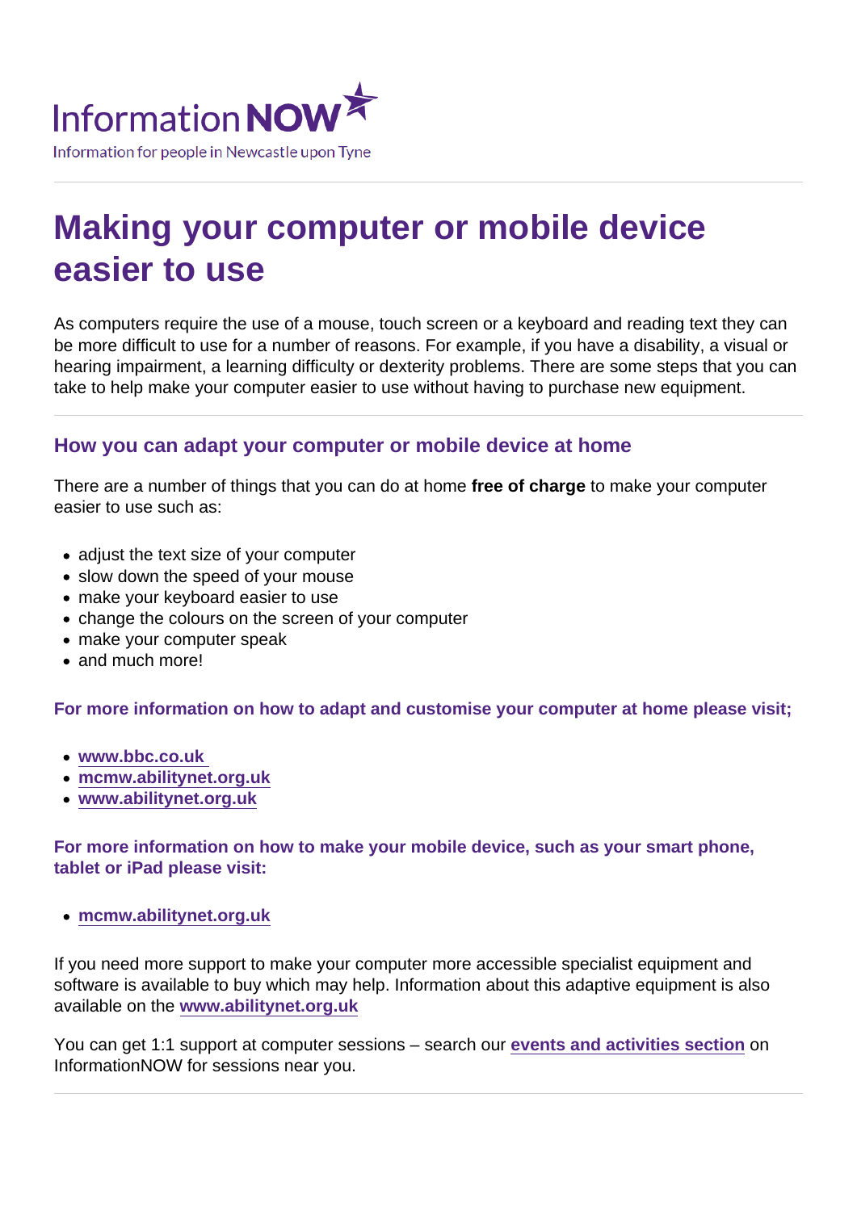Information NOW

Information for people in Newcastle upon Tyne

# Making your computer or mobile device easier to use

As computers require the use of a mouse, touch screen or a keyboard and reading text they can be more difficult to use for a number of reasons. For example, if you have a disability, a visual or hearing impairment, a learning difficulty or dexterity problems. There are some steps that you can take to help make your computer easier to use without having to purchase new equipment.

## How you can adapt your computer or mobile device at home

There are a number of things that you can do at home **free of charge** to make your computer easier to use such as:

- adjust the text size of your computer
- slow down the speed of your mouse
- make your keyboard easier to use
- change the colours on the screen of your computer
- make your computer speak
- and much more!

### For more information on how to adapt and customise your computer at home please visit;

- **www.bbc.co.uk**
- **mcmw.abilitynet.org.uk**
- **www.abilitynet.org.uk**

### For more information on how to make your mobile device, such as your smart phone, tablet or iPad please visit:

- **mcmw.abilitynet.org.uk**

If you need more support to make your computer more accessible specialist equipment and software is available to buy which may help. Information about this adaptive equipment is also available on the **www.abilitynet.org.uk**

You can get 1:1 support at computer sessions – search our **events and activities section** on InformationNOW for sessions near you.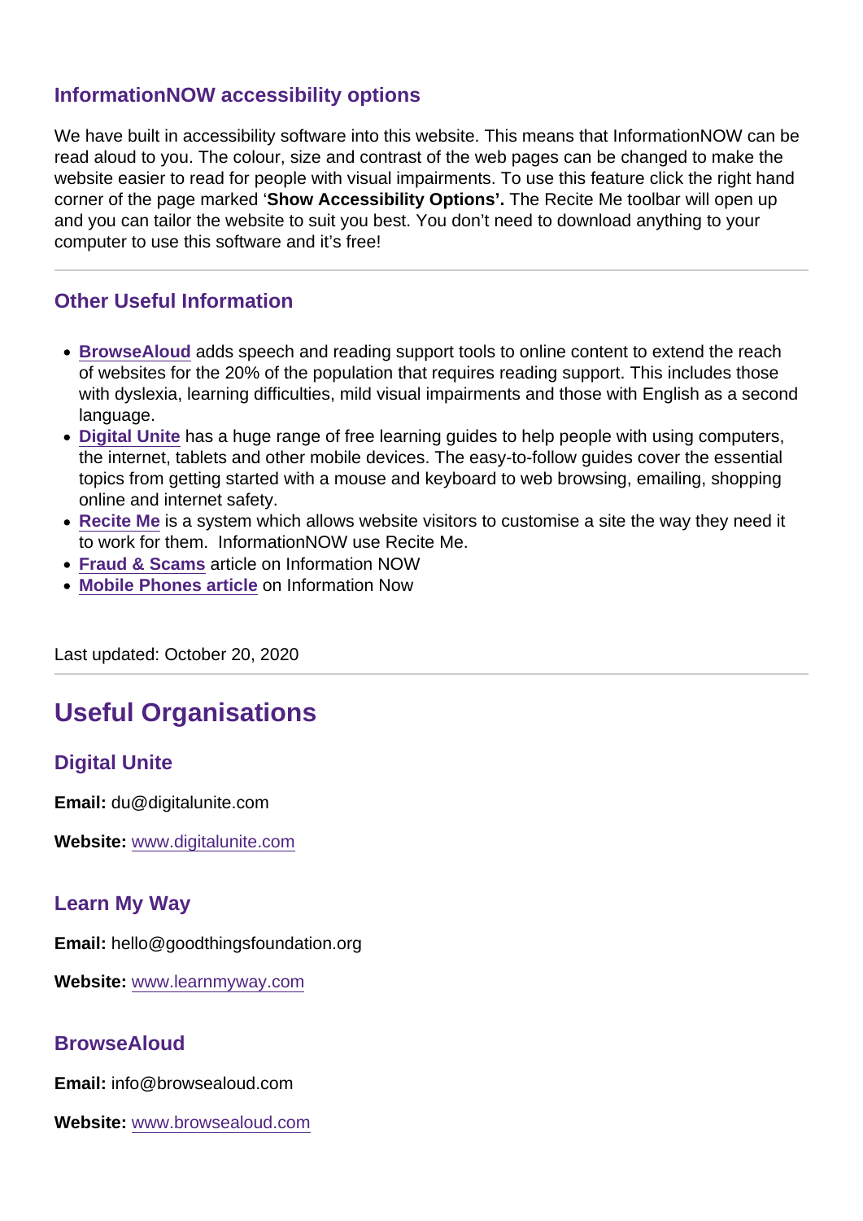### InformationNOW accessibility options

We have built in accessibility software into this website. This means that InformationNOW can be read aloud to you. The colour, size and contrast of the web pages can be changed to make the website easier to read for people with visual impairments. To use this feature click the right hand corner of the page marked '**Show Accessibility Options'.** The Recite Me toolbar will open up and you can tailor the website to suit you best. You don't need to download anything to your computer to use this software and it's free!

### Other Useful Information

- **BrowseAloud** adds speech and reading support tools to online content to extend the reach of websites for the 20% of the population that requires reading support. This includes those with dyslexia, learning difficulties, mild visual impairments and those with English as a second language.
- **Digital Unite** has a huge range of free learning guides to help people with using computers, the internet, tablets and other mobile devices. The easy-to-follow guides cover the essential topics from getting started with a mouse and keyboard to web browsing, emailing, shopping online and internet safety.
- **Recite Me** is a system which allows website visitors to customise a site the way they need it to work for them.  InformationNOW use Recite Me.
- **Fraud & Scams** article on Information NOW
- **Mobile Phones article** on Information Now

Last updated: October 20, 2020

## Useful Organisations

### Digital Unite

**Email:** du@digitalunite.com

**Website:** www.digitalunite.com

### Learn My Way

**Email:** hello@goodthingsfoundation.org

**Website:** www.learnmyway.com

### BrowseAloud

**Email:** info@browsealoud.com

**Website:** www.browsealoud.com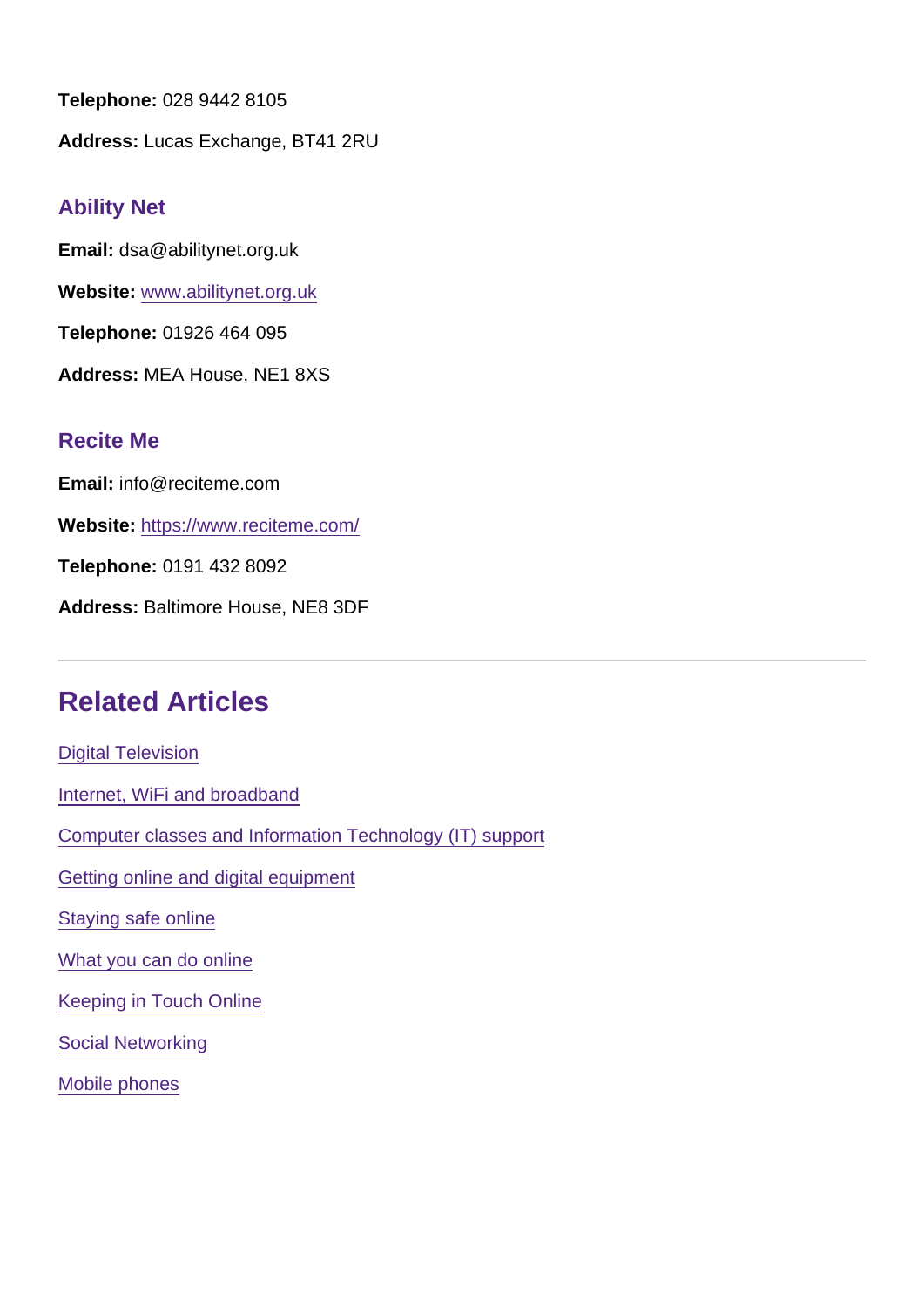**Telephone:** 028 9442 8105

**Address:** Lucas Exchange, BT41 2RU

### Ability Net

**Email:** dsa@abilitynet.org.uk

**Website:** [www.abilitynet.org.uk](www.abilitynet.org.uk)

**Telephone:** 01926 464 095

**Address:** MEA House, NE1 8XS

### Recite Me

**Email:** info@reciteme.com

**Website:** [https://www.reciteme.com/](https://www.reciteme.com/)

**Telephone:** 0191 432 8092

**Address:** Baltimore House, NE8 3DF

---

## Related Articles

Digital Television

Internet, WiFi and broadband

Computer classes and Information Technology (IT) support

Getting online and digital equipment

Staying safe online

What you can do online

Keeping in Touch Online

Social Networking

Mobile phones